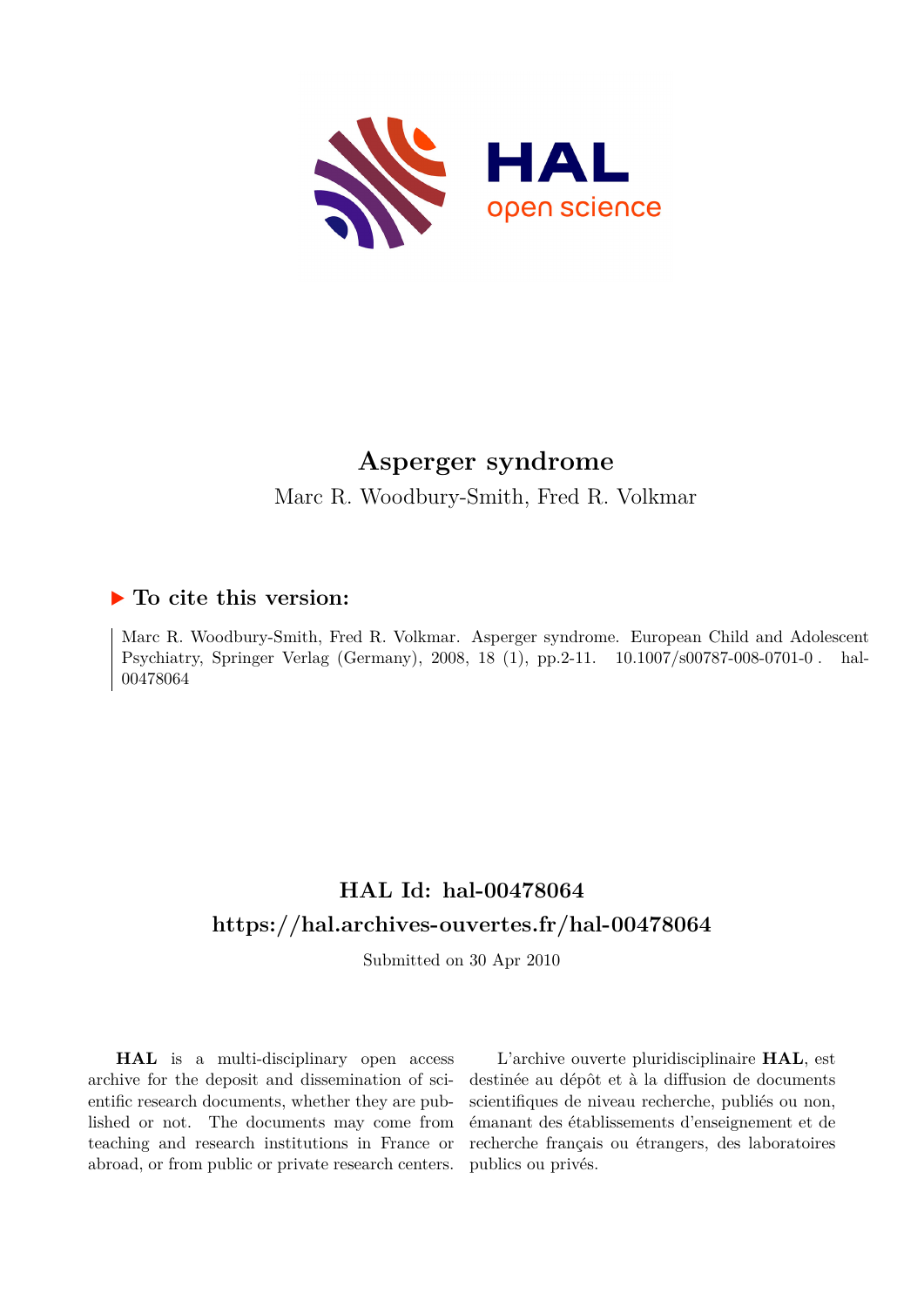# Asperger syndrome

Marc R. Woodbury-Smith, Fred R. Volkmar

## ▶ To cite this version:

Marc R. Woodbury-Smith, Fred R. Volkmar. Asperger syndrome. European Child and Adolescent Psychiatry, Springer Verlag (Germany), 2008, 18 (1), pp.2-11. 10.1007/s00787-008-0701-0 . hal-00478064

## HAL Id: hal-00478064

## https://hal.archives-ouvertes.fr/hal-00478064

Submitted on 30 Apr 2010

**HAL** is a multi-disciplinary open access archive for the deposit and dissemination of scientific research documents, whether they are published or not. The documents may come from teaching and research institutions in France or abroad, or from public or private research centers.

L'archive ouverte pluridisciplinaire **HAL**, est destinée au dépôt et à la diffusion de documents scientifiques de niveau recherche, publiés ou non, émanant des établissements d'enseignement et de recherche français ou étrangers, des laboratoires publics ou privés.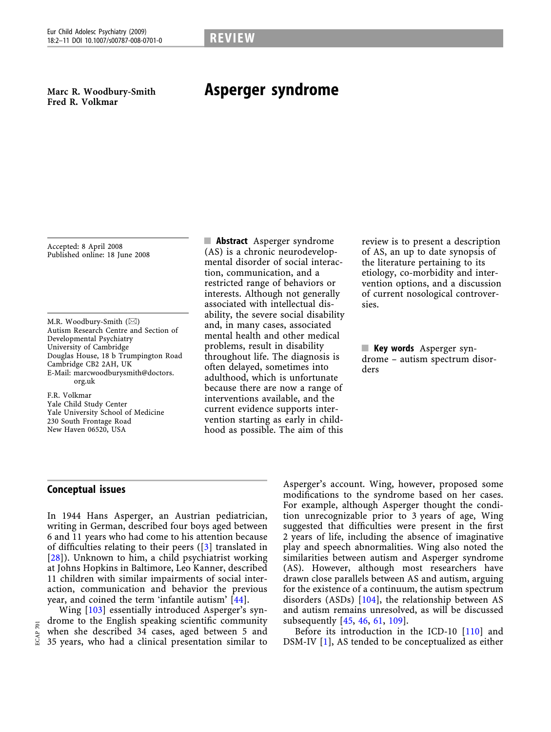# Asperger syndrome

Marc R. Woodbury-Smith
Fred R. Volkmar

Accepted: 8 April 2008
Published online: 18 June 2008

M.R. Woodbury-Smith (✉)
Autism Research Centre and Section of Developmental Psychiatry
University of Cambridge
Douglas House, 18 b Trumpington Road
Cambridge CB2 2AH, UK
E-Mail: marcwoodburysmith@doctors.org.uk

F.R. Volkmar
Yale Child Study Center
Yale University School of Medicine
230 South Frontage Road
New Haven 06520, USA

**Abstract** Asperger syndrome (AS) is a chronic neurodevelopmental disorder of social interaction, communication, and a restricted range of behaviors or interests. Although not generally associated with intellectual disability, the severe social disability and, in many cases, associated mental health and other medical problems, result in disability throughout life. The diagnosis is often delayed, sometimes into adulthood, which is unfortunate because there are now a range of interventions available, and the current evidence supports intervention starting as early in childhood as possible. The aim of this review is to present a description of AS, an up to date synopsis of the literature pertaining to its etiology, co-morbidity and intervention options, and a discussion of current nosological controversies.

**Key words** Asperger syndrome – autism spectrum disorders

## Conceptual issues

In 1944 Hans Asperger, an Austrian pediatrician, writing in German, described four boys aged between 6 and 11 years who had come to his attention because of difficulties relating to their peers ([3] translated in [28]). Unknown to him, a child psychiatrist working at Johns Hopkins in Baltimore, Leo Kanner, described 11 children with similar impairments of social interaction, communication and behavior the previous year, and coined the term 'infantile autism' [44].

Wing [103] essentially introduced Asperger's syndrome to the English speaking scientific community when she described 34 cases, aged between 5 and 35 years, who had a clinical presentation similar to Asperger's account. Wing, however, proposed some modifications to the syndrome based on her cases. For example, although Asperger thought the condition unrecognizable prior to 3 years of age, Wing suggested that difficulties were present in the first 2 years of life, including the absence of imaginative play and speech abnormalities. Wing also noted the similarities between autism and Asperger syndrome (AS). However, although most researchers have drawn close parallels between AS and autism, arguing for the existence of a continuum, the autism spectrum disorders (ASDs) [104], the relationship between AS and autism remains unresolved, as will be discussed subsequently [45, 46, 61, 109].

Before its introduction in the ICD-10 [110] and DSM-IV [1], AS tended to be conceptualized as either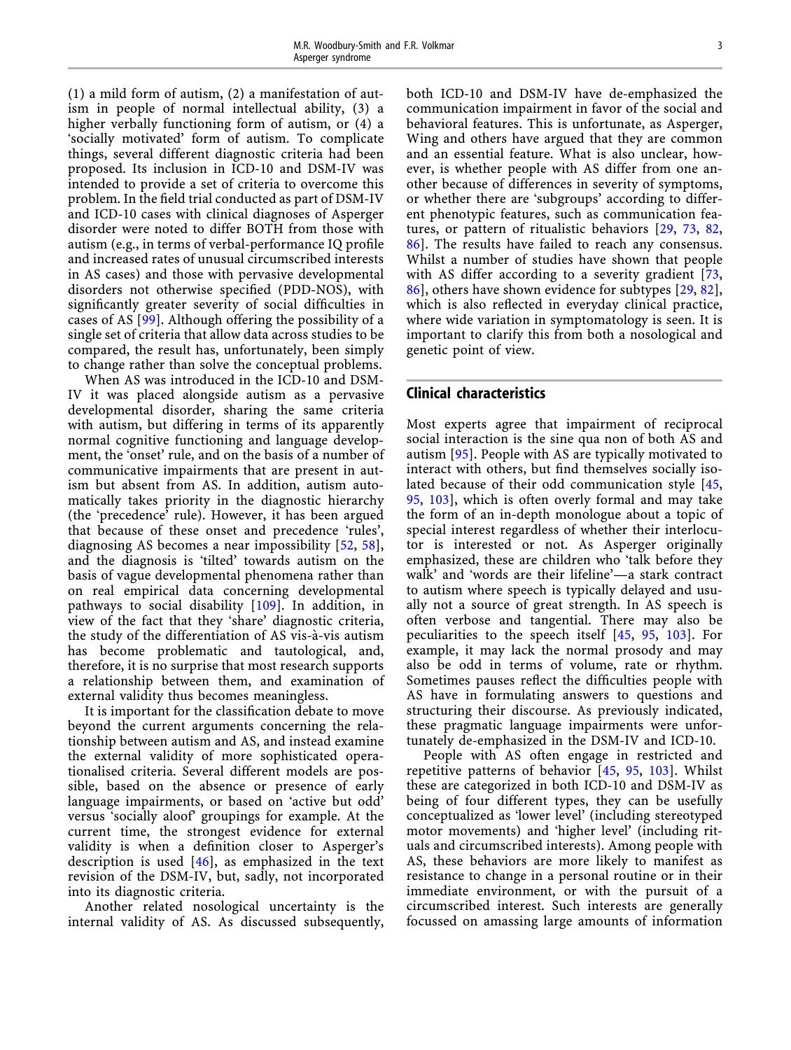(1) a mild form of autism, (2) a manifestation of autism in people of normal intellectual ability, (3) a higher verbally functioning form of autism, or (4) a 'socially motivated' form of autism. To complicate things, several different diagnostic criteria had been proposed. Its inclusion in ICD-10 and DSM-IV was intended to provide a set of criteria to overcome this problem. In the field trial conducted as part of DSM-IV and ICD-10 cases with clinical diagnoses of Asperger disorder were noted to differ BOTH from those with autism (e.g., in terms of verbal-performance IQ profile and increased rates of unusual circumscribed interests in AS cases) and those with pervasive developmental disorders not otherwise specified (PDD-NOS), with significantly greater severity of social difficulties in cases of AS [99]. Although offering the possibility of a single set of criteria that allow data across studies to be compared, the result has, unfortunately, been simply to change rather than solve the conceptual problems.

When AS was introduced in the ICD-10 and DSM-IV it was placed alongside autism as a pervasive developmental disorder, sharing the same criteria with autism, but differing in terms of its apparently normal cognitive functioning and language development, the 'onset' rule, and on the basis of a number of communicative impairments that are present in autism but absent from AS. In addition, autism automatically takes priority in the diagnostic hierarchy (the 'precedence' rule). However, it has been argued that because of these onset and precedence 'rules', diagnosing AS becomes a near impossibility [52, 58], and the diagnosis is 'tilted' towards autism on the basis of vague developmental phenomena rather than on real empirical data concerning developmental pathways to social disability [109]. In addition, in view of the fact that they 'share' diagnostic criteria, the study of the differentiation of AS vis-à-vis autism has become problematic and tautological, and, therefore, it is no surprise that most research supports a relationship between them, and examination of external validity thus becomes meaningless.

It is important for the classification debate to move beyond the current arguments concerning the relationship between autism and AS, and instead examine the external validity of more sophisticated operationalised criteria. Several different models are possible, based on the absence or presence of early language impairments, or based on 'active but odd' versus 'socially aloof' groupings for example. At the current time, the strongest evidence for external validity is when a definition closer to Asperger's description is used [46], as emphasized in the text revision of the DSM-IV, but, sadly, not incorporated into its diagnostic criteria.

Another related nosological uncertainty is the internal validity of AS. As discussed subsequently, both ICD-10 and DSM-IV have de-emphasized the communication impairment in favor of the social and behavioral features. This is unfortunate, as Asperger, Wing and others have argued that they are common and an essential feature. What is also unclear, however, is whether people with AS differ from one another because of differences in severity of symptoms, or whether there are 'subgroups' according to different phenotypic features, such as communication features, or pattern of ritualistic behaviors [29, 73, 82, 86]. The results have failed to reach any consensus. Whilst a number of studies have shown that people with AS differ according to a severity gradient [73, 86], others have shown evidence for subtypes [29, 82], which is also reflected in everyday clinical practice, where wide variation in symptomatology is seen. It is important to clarify this from both a nosological and genetic point of view.

## Clinical characteristics

Most experts agree that impairment of reciprocal social interaction is the sine qua non of both AS and autism [95]. People with AS are typically motivated to interact with others, but find themselves socially isolated because of their odd communication style [45, 95, 103], which is often overly formal and may take the form of an in-depth monologue about a topic of special interest regardless of whether their interlocutor is interested or not. As Asperger originally emphasized, these are children who 'talk before they walk' and 'words are their lifeline'—a stark contract to autism where speech is typically delayed and usually not a source of great strength. In AS speech is often verbose and tangential. There may also be peculiarities to the speech itself [45, 95, 103]. For example, it may lack the normal prosody and may also be odd in terms of volume, rate or rhythm. Sometimes pauses reflect the difficulties people with AS have in formulating answers to questions and structuring their discourse. As previously indicated, these pragmatic language impairments were unfortunately de-emphasized in the DSM-IV and ICD-10.

People with AS often engage in restricted and repetitive patterns of behavior [45, 95, 103]. Whilst these are categorized in both ICD-10 and DSM-IV as being of four different types, they can be usefully conceptualized as 'lower level' (including stereotyped motor movements) and 'higher level' (including rituals and circumscribed interests). Among people with AS, these behaviors are more likely to manifest as resistance to change in a personal routine or in their immediate environment, or with the pursuit of a circumscribed interest. Such interests are generally focussed on amassing large amounts of information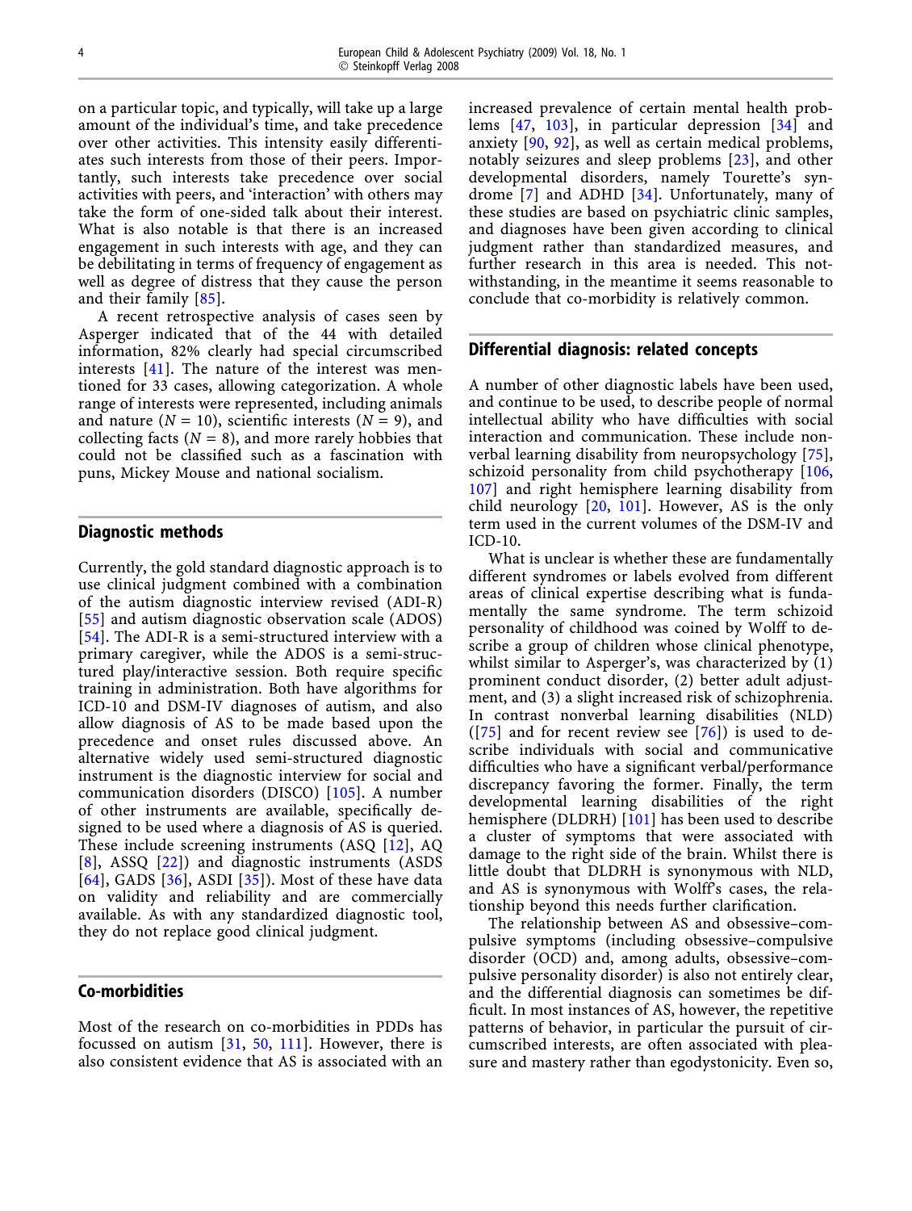on a particular topic, and typically, will take up a large amount of the individual's time, and take precedence over other activities. This intensity easily differentiates such interests from those of their peers. Importantly, such interests take precedence over social activities with peers, and 'interaction' with others may take the form of one-sided talk about their interest. What is also notable is that there is an increased engagement in such interests with age, and they can be debilitating in terms of frequency of engagement as well as degree of distress that they cause the person and their family [85].

A recent retrospective analysis of cases seen by Asperger indicated that of the 44 with detailed information, 82% clearly had special circumscribed interests [41]. The nature of the interest was mentioned for 33 cases, allowing categorization. A whole range of interests were represented, including animals and nature ($N = 10$), scientific interests ($N = 9$), and collecting facts ($N = 8$), and more rarely hobbies that could not be classified such as a fascination with puns, Mickey Mouse and national socialism.

## Diagnostic methods

Currently, the gold standard diagnostic approach is to use clinical judgment combined with a combination of the autism diagnostic interview revised (ADI-R) [55] and autism diagnostic observation scale (ADOS) [54]. The ADI-R is a semi-structured interview with a primary caregiver, while the ADOS is a semi-structured play/interactive session. Both require specific training in administration. Both have algorithms for ICD-10 and DSM-IV diagnoses of autism, and also allow diagnosis of AS to be made based upon the precedence and onset rules discussed above. An alternative widely used semi-structured diagnostic instrument is the diagnostic interview for social and communication disorders (DISCO) [105]. A number of other instruments are available, specifically designed to be used where a diagnosis of AS is queried. These include screening instruments (ASQ [12], AQ [8], ASSQ [22]) and diagnostic instruments (ASDS [64], GADS [36], ASDI [35]). Most of these have data on validity and reliability and are commercially available. As with any standardized diagnostic tool, they do not replace good clinical judgment.

## Co-morbidities

Most of the research on co-morbidities in PDDs has focussed on autism [31, 50, 111]. However, there is also consistent evidence that AS is associated with an increased prevalence of certain mental health problems [47, 103], in particular depression [34] and anxiety [90, 92], as well as certain medical problems, notably seizures and sleep problems [23], and other developmental disorders, namely Tourette's syndrome [7] and ADHD [34]. Unfortunately, many of these studies are based on psychiatric clinic samples, and diagnoses have been given according to clinical judgment rather than standardized measures, and further research in this area is needed. This notwithstanding, in the meantime it seems reasonable to conclude that co-morbidity is relatively common.

## Differential diagnosis: related concepts

A number of other diagnostic labels have been used, and continue to be used, to describe people of normal intellectual ability who have difficulties with social interaction and communication. These include nonverbal learning disability from neuropsychology [75], schizoid personality from child psychotherapy [106, 107] and right hemisphere learning disability from child neurology [20, 101]. However, AS is the only term used in the current volumes of the DSM-IV and ICD-10.

What is unclear is whether these are fundamentally different syndromes or labels evolved from different areas of clinical expertise describing what is fundamentally the same syndrome. The term schizoid personality of childhood was coined by Wolff to describe a group of children whose clinical phenotype, whilst similar to Asperger's, was characterized by (1) prominent conduct disorder, (2) better adult adjustment, and (3) a slight increased risk of schizophrenia. In contrast nonverbal learning disabilities (NLD) ([75] and for recent review see [76]) is used to describe individuals with social and communicative difficulties who have a significant verbal/performance discrepancy favoring the former. Finally, the term developmental learning disabilities of the right hemisphere (DLDRH) [101] has been used to describe a cluster of symptoms that were associated with damage to the right side of the brain. Whilst there is little doubt that DLDRH is synonymous with NLD, and AS is synonymous with Wolff's cases, the relationship beyond this needs further clarification.

The relationship between AS and obsessive–compulsive symptoms (including obsessive–compulsive disorder (OCD) and, among adults, obsessive–compulsive personality disorder) is also not entirely clear, and the differential diagnosis can sometimes be difficult. In most instances of AS, however, the repetitive patterns of behavior, in particular the pursuit of circumscribed interests, are often associated with pleasure and mastery rather than egodystonicity. Even so,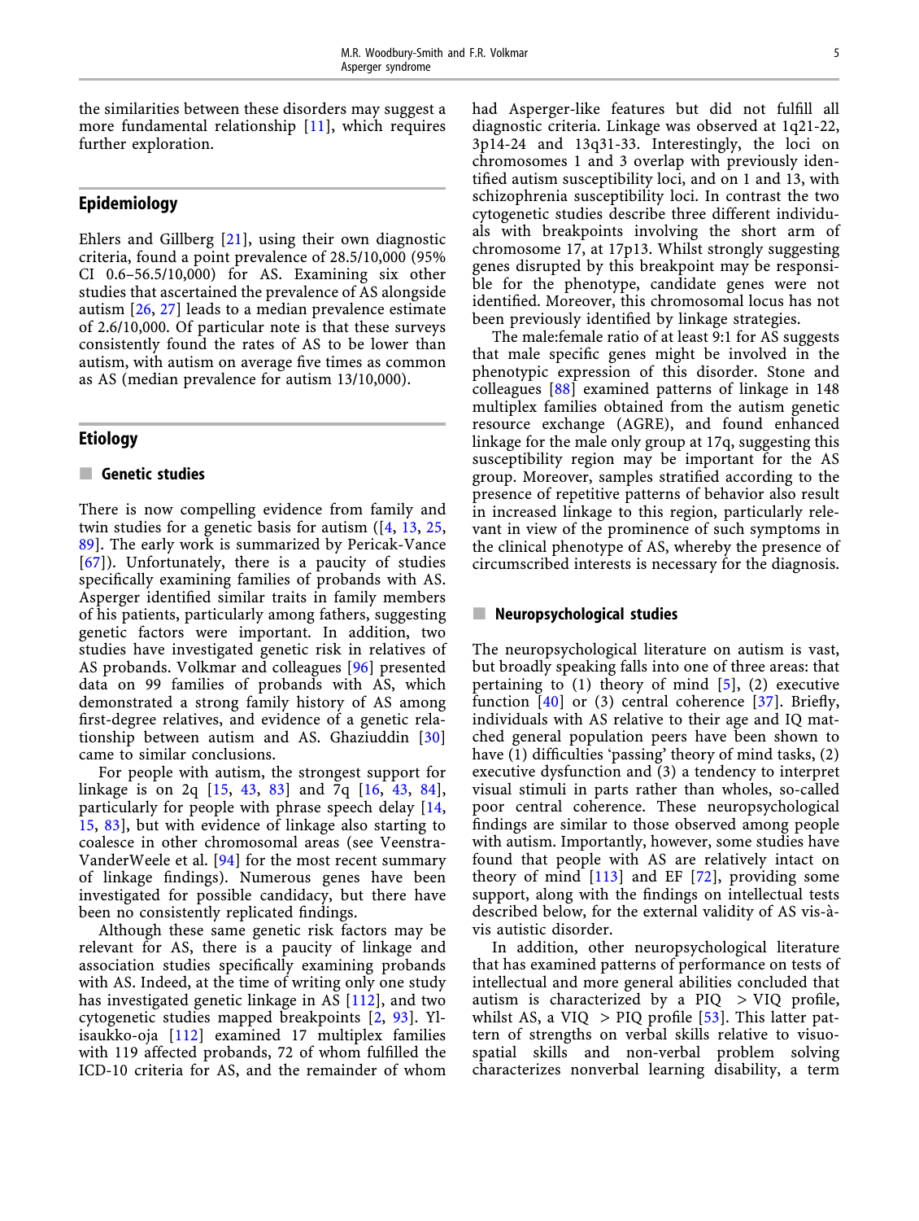the similarities between these disorders may suggest a more fundamental relationship [11], which requires further exploration.

## Epidemiology

Ehlers and Gillberg [21], using their own diagnostic criteria, found a point prevalence of 28.5/10,000 (95% CI 0.6–56.5/10,000) for AS. Examining six other studies that ascertained the prevalence of AS alongside autism [26, 27] leads to a median prevalence estimate of 2.6/10,000. Of particular note is that these surveys consistently found the rates of AS to be lower than autism, with autism on average five times as common as AS (median prevalence for autism 13/10,000).

## Etiology

### Genetic studies

There is now compelling evidence from family and twin studies for a genetic basis for autism ([4, 13, 25, 89]. The early work is summarized by Pericak-Vance [67]). Unfortunately, there is a paucity of studies specifically examining families of probands with AS. Asperger identified similar traits in family members of his patients, particularly among fathers, suggesting genetic factors were important. In addition, two studies have investigated genetic risk in relatives of AS probands. Volkmar and colleagues [96] presented data on 99 families of probands with AS, which demonstrated a strong family history of AS among first-degree relatives, and evidence of a genetic relationship between autism and AS. Ghaziuddin [30] came to similar conclusions.

For people with autism, the strongest support for linkage is on 2q [15, 43, 83] and 7q [16, 43, 84], particularly for people with phrase speech delay [14, 15, 83], but with evidence of linkage also starting to coalesce in other chromosomal areas (see Veenstra-VanderWeele et al. [94] for the most recent summary of linkage findings). Numerous genes have been investigated for possible candidacy, but there have been no consistently replicated findings.

Although these same genetic risk factors may be relevant for AS, there is a paucity of linkage and association studies specifically examining probands with AS. Indeed, at the time of writing only one study has investigated genetic linkage in AS [112], and two cytogenetic studies mapped breakpoints [2, 93]. Ylisaukko-oja [112] examined 17 multiplex families with 119 affected probands, 72 of whom fulfilled the ICD-10 criteria for AS, and the remainder of whom had Asperger-like features but did not fulfill all diagnostic criteria. Linkage was observed at 1q21-22, 3p14-24 and 13q31-33. Interestingly, the loci on chromosomes 1 and 3 overlap with previously identified autism susceptibility loci, and on 1 and 13, with schizophrenia susceptibility loci. In contrast the two cytogenetic studies describe three different individuals with breakpoints involving the short arm of chromosome 17, at 17p13. Whilst strongly suggesting genes disrupted by this breakpoint may be responsible for the phenotype, candidate genes were not identified. Moreover, this chromosomal locus has not been previously identified by linkage strategies.

The male:female ratio of at least 9:1 for AS suggests that male specific genes might be involved in the phenotypic expression of this disorder. Stone and colleagues [88] examined patterns of linkage in 148 multiplex families obtained from the autism genetic resource exchange (AGRE), and found enhanced linkage for the male only group at 17q, suggesting this susceptibility region may be important for the AS group. Moreover, samples stratified according to the presence of repetitive patterns of behavior also result in increased linkage to this region, particularly relevant in view of the prominence of such symptoms in the clinical phenotype of AS, whereby the presence of circumscribed interests is necessary for the diagnosis.

### Neuropsychological studies

The neuropsychological literature on autism is vast, but broadly speaking falls into one of three areas: that pertaining to (1) theory of mind [5], (2) executive function [40] or (3) central coherence [37]. Briefly, individuals with AS relative to their age and IQ matched general population peers have been shown to have (1) difficulties 'passing' theory of mind tasks, (2) executive dysfunction and (3) a tendency to interpret visual stimuli in parts rather than wholes, so-called poor central coherence. These neuropsychological findings are similar to those observed among people with autism. Importantly, however, some studies have found that people with AS are relatively intact on theory of mind [113] and EF [72], providing some support, along with the findings on intellectual tests described below, for the external validity of AS vis-à-vis autistic disorder.

In addition, other neuropsychological literature that has examined patterns of performance on tests of intellectual and more general abilities concluded that autism is characterized by a PIQ > VIQ profile, whilst AS, a VIQ > PIQ profile [53]. This latter pattern of strengths on verbal skills relative to visuo-spatial skills and non-verbal problem solving characterizes nonverbal learning disability, a term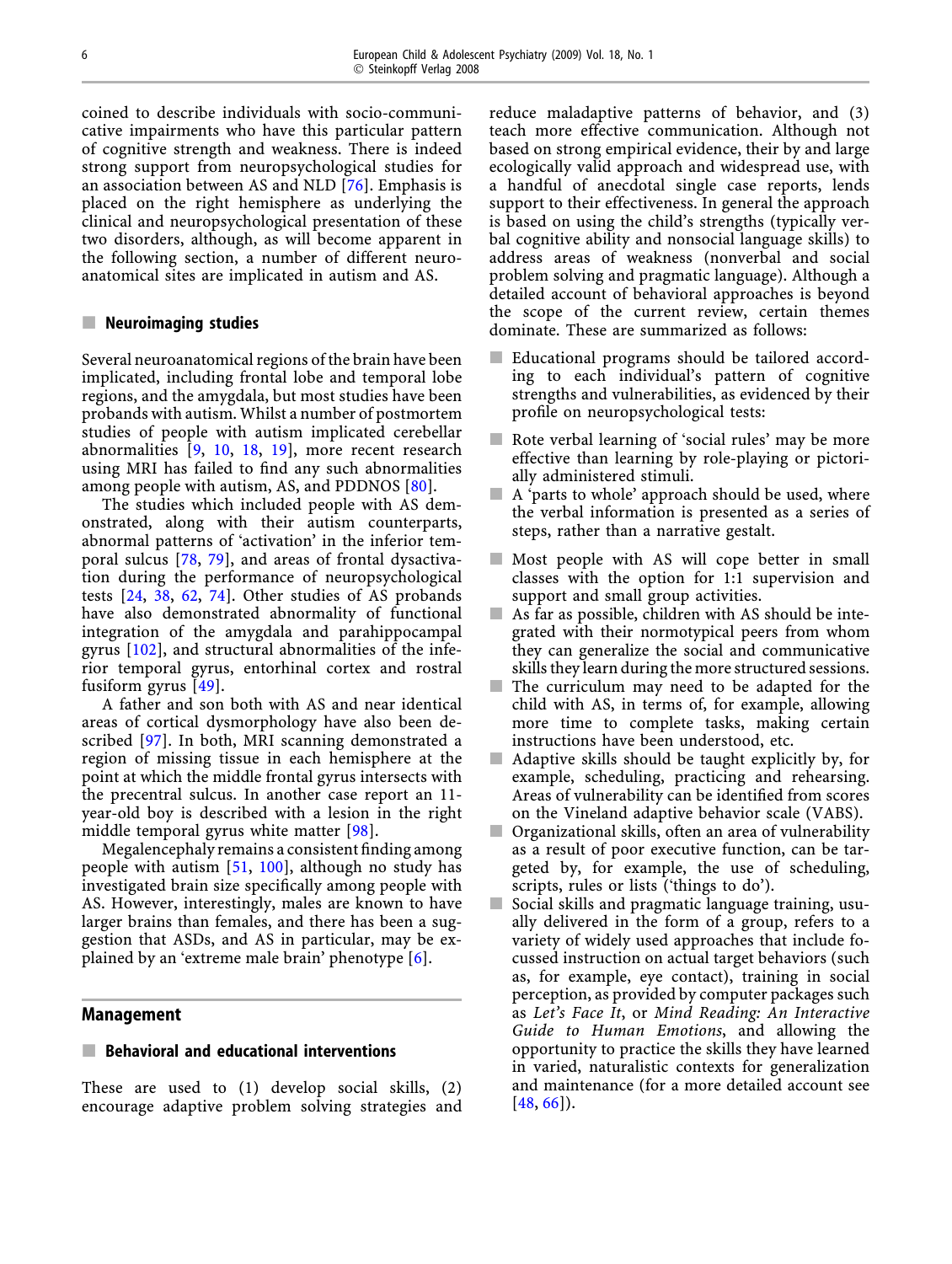coined to describe individuals with socio-communicative impairments who have this particular pattern of cognitive strength and weakness. There is indeed strong support from neuropsychological studies for an association between AS and NLD [76]. Emphasis is placed on the right hemisphere as underlying the clinical and neuropsychological presentation of these two disorders, although, as will become apparent in the following section, a number of different neuroanatomical sites are implicated in autism and AS.

### Neuroimaging studies

Several neuroanatomical regions of the brain have been implicated, including frontal lobe and temporal lobe regions, and the amygdala, but most studies have been probands with autism. Whilst a number of postmortem studies of people with autism implicated cerebellar abnormalities [9, 10, 18, 19], more recent research using MRI has failed to find any such abnormalities among people with autism, AS, and PDDNOS [80].

The studies which included people with AS demonstrated, along with their autism counterparts, abnormal patterns of 'activation' in the inferior temporal sulcus [78, 79], and areas of frontal dysactivation during the performance of neuropsychological tests [24, 38, 62, 74]. Other studies of AS probands have also demonstrated abnormality of functional integration of the amygdala and parahippocampal gyrus [102], and structural abnormalities of the inferior temporal gyrus, entorhinal cortex and rostral fusiform gyrus [49].

A father and son both with AS and near identical areas of cortical dysmorphology have also been described [97]. In both, MRI scanning demonstrated a region of missing tissue in each hemisphere at the point at which the middle frontal gyrus intersects with the precentral sulcus. In another case report an 11-year-old boy is described with a lesion in the right middle temporal gyrus white matter [98].

Megalencephaly remains a consistent finding among people with autism [51, 100], although no study has investigated brain size specifically among people with AS. However, interestingly, males are known to have larger brains than females, and there has been a suggestion that ASDs, and AS in particular, may be explained by an 'extreme male brain' phenotype [6].

## Management

### Behavioral and educational interventions

These are used to (1) develop social skills, (2) encourage adaptive problem solving strategies and reduce maladaptive patterns of behavior, and (3) teach more effective communication. Although not based on strong empirical evidence, their by and large ecologically valid approach and widespread use, with a handful of anecdotal single case reports, lends support to their effectiveness. In general the approach is based on using the child's strengths (typically verbal cognitive ability and nonsocial language skills) to address areas of weakness (nonverbal and social problem solving and pragmatic language). Although a detailed account of behavioral approaches is beyond the scope of the current review, certain themes dominate. These are summarized as follows:

- Educational programs should be tailored according to each individual's pattern of cognitive strengths and vulnerabilities, as evidenced by their profile on neuropsychological tests:
- Rote verbal learning of 'social rules' may be more effective than learning by role-playing or pictorially administered stimuli.
- A 'parts to whole' approach should be used, where the verbal information is presented as a series of steps, rather than a narrative gestalt.
- Most people with AS will cope better in small classes with the option for 1:1 supervision and support and small group activities.
- As far as possible, children with AS should be integrated with their normotypical peers from whom they can generalize the social and communicative skills they learn during the more structured sessions.
- The curriculum may need to be adapted for the child with AS, in terms of, for example, allowing more time to complete tasks, making certain instructions have been understood, etc.
- Adaptive skills should be taught explicitly by, for example, scheduling, practicing and rehearsing. Areas of vulnerability can be identified from scores on the Vineland adaptive behavior scale (VABS).
- Organizational skills, often an area of vulnerability as a result of poor executive function, can be targeted by, for example, the use of scheduling, scripts, rules or lists ('things to do').
- Social skills and pragmatic language training, usually delivered in the form of a group, refers to a variety of widely used approaches that include focussed instruction on actual target behaviors (such as, for example, eye contact), training in social perception, as provided by computer packages such as *Let's Face It*, or *Mind Reading: An Interactive Guide to Human Emotions*, and allowing the opportunity to practice the skills they have learned in varied, naturalistic contexts for generalization and maintenance (for a more detailed account see [48, 66]).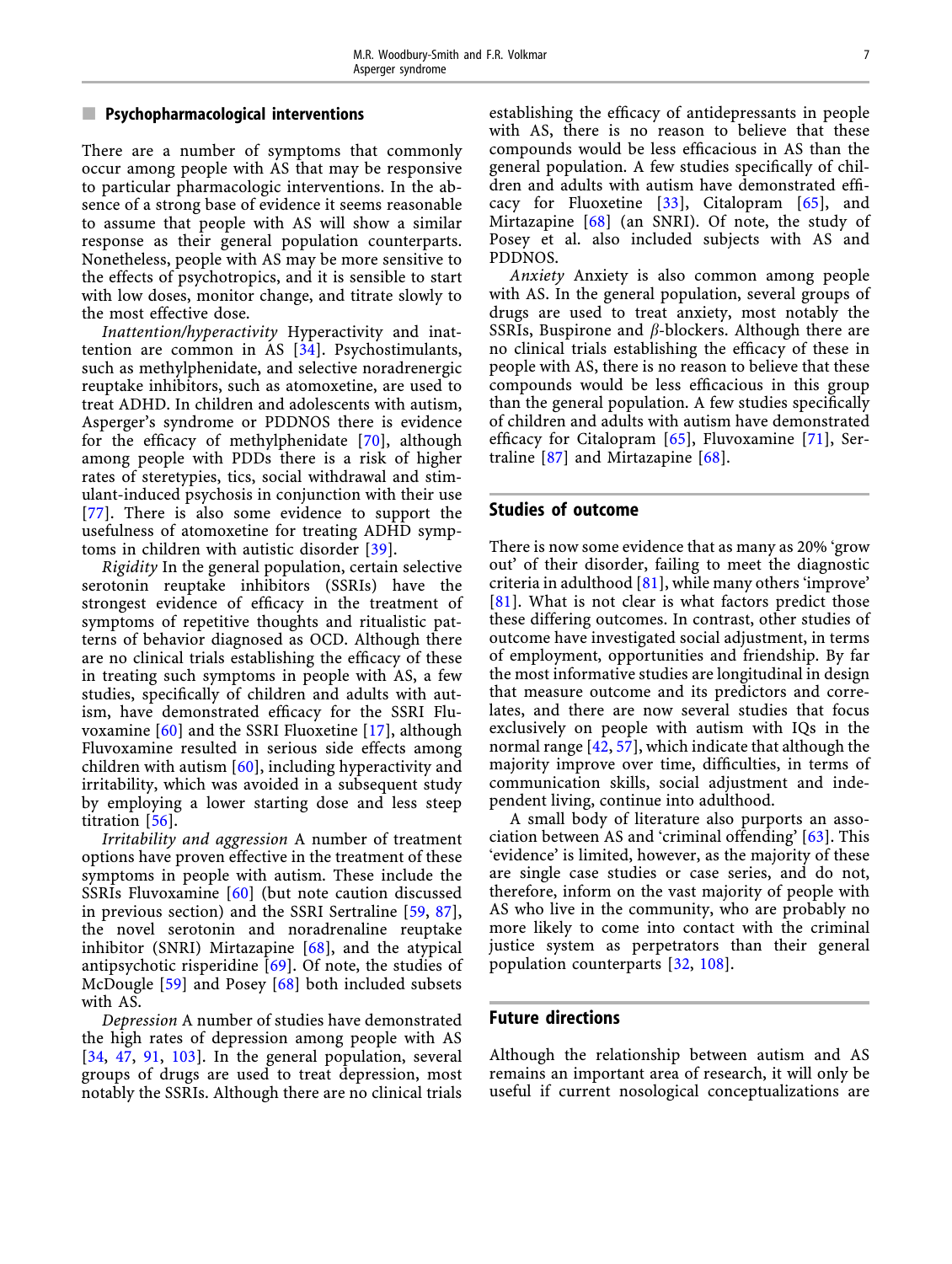## Psychopharmacological interventions

There are a number of symptoms that commonly occur among people with AS that may be responsive to particular pharmacologic interventions. In the absence of a strong base of evidence it seems reasonable to assume that people with AS will show a similar response as their general population counterparts. Nonetheless, people with AS may be more sensitive to the effects of psychotropics, and it is sensible to start with low doses, monitor change, and titrate slowly to the most effective dose.

*Inattention/hyperactivity* Hyperactivity and inattention are common in AS [34]. Psychostimulants, such as methylphenidate, and selective noradrenergic reuptake inhibitors, such as atomoxetine, are used to treat ADHD. In children and adolescents with autism, Asperger's syndrome or PDDNOS there is evidence for the efficacy of methylphenidate [70], although among people with PDDs there is a risk of higher rates of steretypies, tics, social withdrawal and stimulant-induced psychosis in conjunction with their use [77]. There is also some evidence to support the usefulness of atomoxetine for treating ADHD symptoms in children with autistic disorder [39].

*Rigidity* In the general population, certain selective serotonin reuptake inhibitors (SSRIs) have the strongest evidence of efficacy in the treatment of symptoms of repetitive thoughts and ritualistic patterns of behavior diagnosed as OCD. Although there are no clinical trials establishing the efficacy of these in treating such symptoms in people with AS, a few studies, specifically of children and adults with autism, have demonstrated efficacy for the SSRI Fluvoxamine [60] and the SSRI Fluoxetine [17], although Fluvoxamine resulted in serious side effects among children with autism [60], including hyperactivity and irritability, which was avoided in a subsequent study by employing a lower starting dose and less steep titration [56].

*Irritability and aggression* A number of treatment options have proven effective in the treatment of these symptoms in people with autism. These include the SSRIs Fluvoxamine [60] (but note caution discussed in previous section) and the SSRI Sertraline [59, 87], the novel serotonin and noradrenaline reuptake inhibitor (SNRI) Mirtazapine [68], and the atypical antipsychotic risperidine [69]. Of note, the studies of McDougle [59] and Posey [68] both included subsets with AS.

*Depression* A number of studies have demonstrated the high rates of depression among people with AS [34, 47, 91, 103]. In the general population, several groups of drugs are used to treat depression, most notably the SSRIs. Although there are no clinical trials establishing the efficacy of antidepressants in people with AS, there is no reason to believe that these compounds would be less efficacious in AS than the general population. A few studies specifically of children and adults with autism have demonstrated efficacy for Fluoxetine [33], Citalopram [65], and Mirtazapine [68] (an SNRI). Of note, the study of Posey et al. also included subjects with AS and PDDNOS.

*Anxiety* Anxiety is also common among people with AS. In the general population, several groups of drugs are used to treat anxiety, most notably the SSRIs, Buspirone and $\beta$-blockers. Although there are no clinical trials establishing the efficacy of these in people with AS, there is no reason to believe that these compounds would be less efficacious in this group than the general population. A few studies specifically of children and adults with autism have demonstrated efficacy for Citalopram [65], Fluvoxamine [71], Sertraline [87] and Mirtazapine [68].

## Studies of outcome

There is now some evidence that as many as 20% 'grow out' of their disorder, failing to meet the diagnostic criteria in adulthood [81], while many others 'improve' [81]. What is not clear is what factors predict those these differing outcomes. In contrast, other studies of outcome have investigated social adjustment, in terms of employment, opportunities and friendship. By far the most informative studies are longitudinal in design that measure outcome and its predictors and correlates, and there are now several studies that focus exclusively on people with autism with IQs in the normal range [42, 57], which indicate that although the majority improve over time, difficulties, in terms of communication skills, social adjustment and independent living, continue into adulthood.

A small body of literature also purports an association between AS and 'criminal offending' [63]. This 'evidence' is limited, however, as the majority of these are single case studies or case series, and do not, therefore, inform on the vast majority of people with AS who live in the community, who are probably no more likely to come into contact with the criminal justice system as perpetrators than their general population counterparts [32, 108].

## Future directions

Although the relationship between autism and AS remains an important area of research, it will only be useful if current nosological conceptualizations are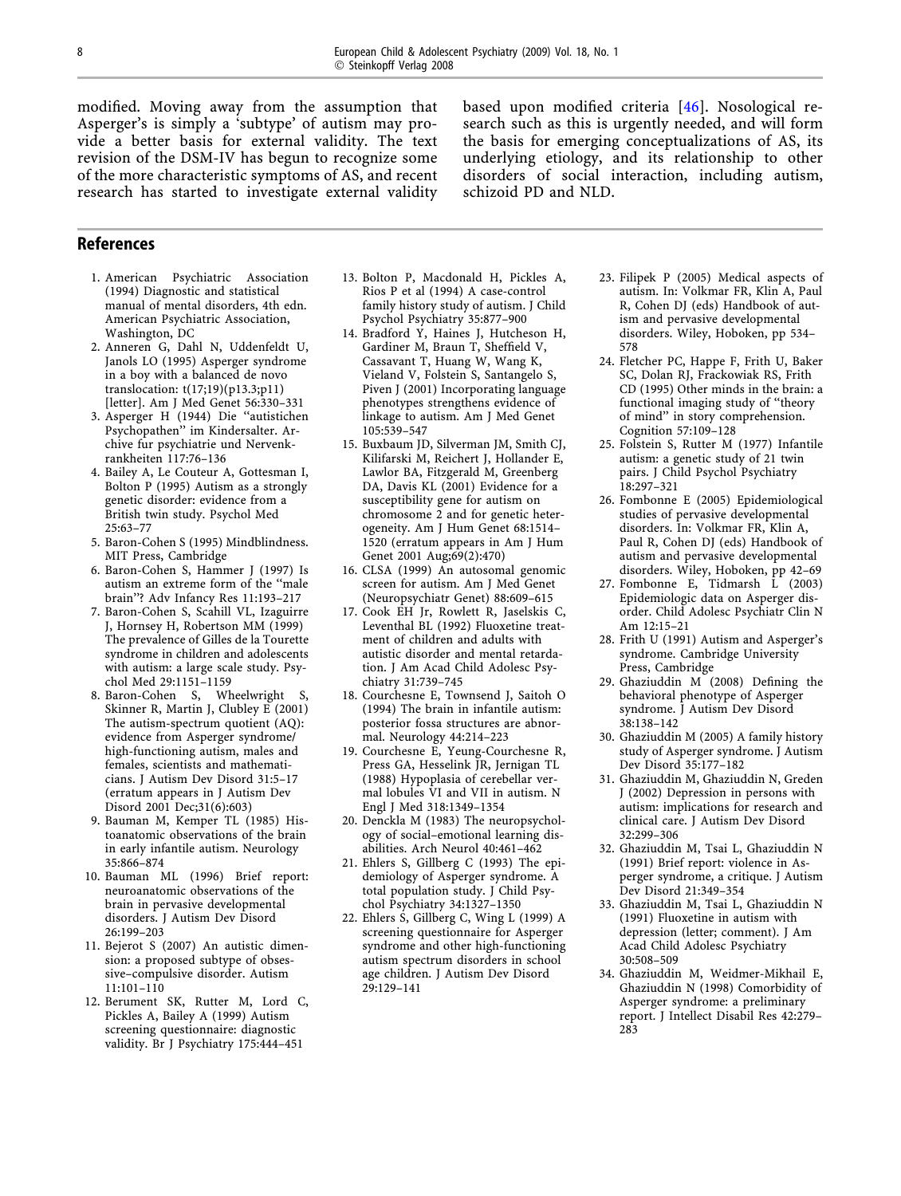modified. Moving away from the assumption that Asperger's is simply a 'subtype' of autism may provide a better basis for external validity. The text revision of the DSM-IV has begun to recognize some of the more characteristic symptoms of AS, and recent research has started to investigate external validity based upon modified criteria [46]. Nosological research such as this is urgently needed, and will form the basis for emerging conceptualizations of AS, its underlying etiology, and its relationship to other disorders of social interaction, including autism, schizoid PD and NLD.

## References

1. American Psychiatric Association (1994) Diagnostic and statistical manual of mental disorders, 4th edn. American Psychiatric Association, Washington, DC
2. Anneren G, Dahl N, Uddenfeldt U, Janols LO (1995) Asperger syndrome in a boy with a balanced de novo translocation: t(17;19)(p13.3;p11) [letter]. Am J Med Genet 56:330–331
3. Asperger H (1944) Die "autistichen Psychopathen" im Kindersalter. Archive fur psychiatrie und Nervenkrankheiten 117:76–136
4. Bailey A, Le Couteur A, Gottesman I, Bolton P (1995) Autism as a strongly genetic disorder: evidence from a British twin study. Psychol Med 25:63–77
5. Baron-Cohen S (1995) Mindblindness. MIT Press, Cambridge
6. Baron-Cohen S, Hammer J (1997) Is autism an extreme form of the "male brain"? Adv Infancy Res 11:193–217
7. Baron-Cohen S, Scahill VL, Izaguirre J, Hornsey H, Robertson MM (1999) The prevalence of Gilles de la Tourette syndrome in children and adolescents with autism: a large scale study. Psychol Med 29:1151–1159
8. Baron-Cohen S, Wheelwright S, Skinner R, Martin J, Clubley E (2001) The autism-spectrum quotient (AQ): evidence from Asperger syndrome/high-functioning autism, males and females, scientists and mathematicians. J Autism Dev Disord 31:5–17 (erratum appears in J Autism Dev Disord 2001 Dec;31(6):603)
9. Bauman M, Kemper TL (1985) Histoanatomic observations of the brain in early infantile autism. Neurology 35:866–874
10. Bauman ML (1996) Brief report: neuroanatomic observations of the brain in pervasive developmental disorders. J Autism Dev Disord 26:199–203
11. Bejerot S (2007) An autistic dimension: a proposed subtype of obsessive–compulsive disorder. Autism 11:101–110
12. Berument SK, Rutter M, Lord C, Pickles A, Bailey A (1999) Autism screening questionnaire: diagnostic validity. Br J Psychiatry 175:444–451
13. Bolton P, Macdonald H, Pickles A, Rios P et al (1994) A case-control family history study of autism. J Child Psychol Psychiatry 35:877–900
14. Bradford Y, Haines J, Hutcheson H, Gardiner M, Braun T, Sheffield V, Cassavant T, Huang W, Wang K, Vieland V, Folstein S, Santangelo S, Piven J (2001) Incorporating language phenotypes strengthens evidence of linkage to autism. Am J Med Genet 105:539–547
15. Buxbaum JD, Silverman JM, Smith CJ, Kilifarski M, Reichert J, Hollander E, Lawlor BA, Fitzgerald M, Greenberg DA, Davis KL (2001) Evidence for a susceptibility gene for autism on chromosome 2 and for genetic heterogeneity. Am J Hum Genet 68:1514–1520 (erratum appears in Am J Hum Genet 2001 Aug;69(2):470)
16. CLSA (1999) An autosomal genomic screen for autism. Am J Med Genet (Neuropsychiatr Genet) 88:609–615
17. Cook EH Jr, Rowlett R, Jaselskis C, Leventhal BL (1992) Fluoxetine treatment of children and adults with autistic disorder and mental retardation. J Am Acad Child Adolesc Psychiatry 31:739–745
18. Courchesne E, Townsend J, Saitoh O (1994) The brain in infantile autism: posterior fossa structures are abnormal. Neurology 44:214–223
19. Courchesne E, Yeung-Courchesne R, Press GA, Hesselink JR, Jernigan TL (1988) Hypoplasia of cerebellar vermal lobules VI and VII in autism. N Engl J Med 318:1349–1354
20. Denckla M (1983) The neuropsychology of social–emotional learning disabilities. Arch Neurol 40:461–462
21. Ehlers S, Gillberg C (1993) The epidemiology of Asperger syndrome. A total population study. J Child Psychol Psychiatry 34:1327–1350
22. Ehlers S, Gillberg C, Wing L (1999) A screening questionnaire for Asperger syndrome and other high-functioning autism spectrum disorders in school age children. J Autism Dev Disord 29:129–141
23. Filipek P (2005) Medical aspects of autism. In: Volkmar FR, Klin A, Paul R, Cohen DJ (eds) Handbook of autism and pervasive developmental disorders. Wiley, Hoboken, pp 534–578
24. Fletcher PC, Happe F, Frith U, Baker SC, Dolan RJ, Frackowiak RS, Frith CD (1995) Other minds in the brain: a functional imaging study of "theory of mind" in story comprehension. Cognition 57:109–128
25. Folstein S, Rutter M (1977) Infantile autism: a genetic study of 21 twin pairs. J Child Psychol Psychiatry 18:297–321
26. Fombonne E (2005) Epidemiological studies of pervasive developmental disorders. In: Volkmar FR, Klin A, Paul R, Cohen DJ (eds) Handbook of autism and pervasive developmental disorders. Wiley, Hoboken, pp 42–69
27. Fombonne E, Tidmarsh L (2003) Epidemiologic data on Asperger disorder. Child Adolesc Psychiatr Clin N Am 12:15–21
28. Frith U (1991) Autism and Asperger's syndrome. Cambridge University Press, Cambridge
29. Ghaziuddin M (2008) Defining the behavioral phenotype of Asperger syndrome. J Autism Dev Disord 38:138–142
30. Ghaziuddin M (2005) A family history study of Asperger syndrome. J Autism Dev Disord 35:177–182
31. Ghaziuddin M, Ghaziuddin N, Greden J (2002) Depression in persons with autism: implications for research and clinical care. J Autism Dev Disord 32:299–306
32. Ghaziuddin M, Tsai L, Ghaziuddin N (1991) Brief report: violence in Asperger syndrome, a critique. J Autism Dev Disord 21:349–354
33. Ghaziuddin M, Tsai L, Ghaziuddin N (1991) Fluoxetine in autism with depression (letter; comment). J Am Acad Child Adolesc Psychiatry 30:508–509
34. Ghaziuddin M, Weidmer-Mikhail E, Ghaziuddin N (1998) Comorbidity of Asperger syndrome: a preliminary report. J Intellect Disabil Res 42:279–283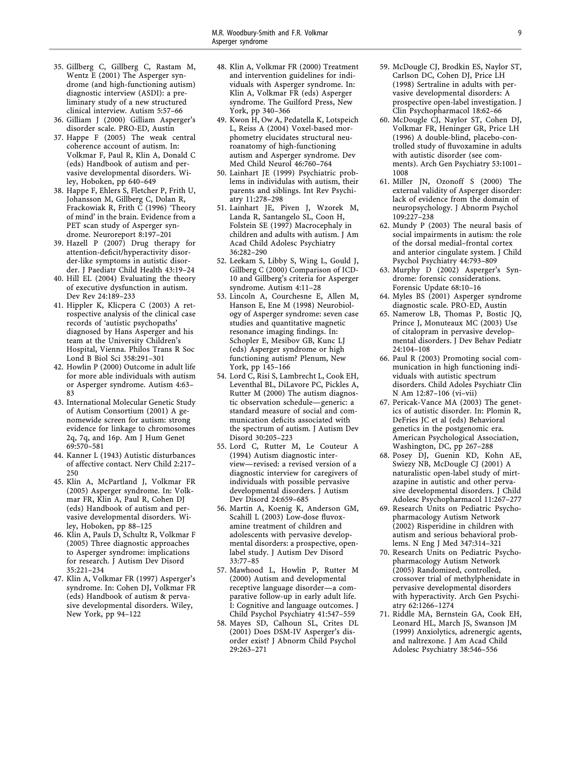35. Gillberg C, Gillberg C, Rastam M, Wentz E (2001) The Asperger syndrome (and high-functioning autism) diagnostic interview (ASDI): a preliminary study of a new structured clinical interview. Autism 5:57–66
36. Gilliam J (2000) Gilliam Asperger's disorder scale. PRO-ED, Austin
37. Happe F (2005) The weak central coherence account of autism. In: Volkmar F, Paul R, Klin A, Donald C (eds) Handbook of autism and pervasive developmental disorders. Wiley, Hoboken, pp 640–649
38. Happe F, Ehlers S, Fletcher P, Frith U, Johansson M, Gillberg C, Dolan R, Frackowiak R, Frith C (1996) 'Theory of mind' in the brain. Evidence from a PET scan study of Asperger syndrome. Neuroreport 8:197–201
39. Hazell P (2007) Drug therapy for attention-deficit/hyperactivity disorder-like symptoms in autistic disorder. J Paediatr Child Health 43:19–24
40. Hill EL (2004) Evaluating the theory of executive dysfunction in autism. Dev Rev 24:189–233
41. Hippler K, Klicpera C (2003) A retrospective analysis of the clinical case records of 'autistic psychopaths' diagnosed by Hans Asperger and his team at the University Children's Hospital, Vienna. Philos Trans R Soc Lond B Biol Sci 358:291–301
42. Howlin P (2000) Outcome in adult life for more able individuals with autism or Asperger syndrome. Autism 4:63–83
43. International Molecular Genetic Study of Autism Consortium (2001) A genomewide screen for autism: strong evidence for linkage to chromosomes 2q, 7q, and 16p. Am J Hum Genet 69:570–581
44. Kanner L (1943) Autistic disturbances of affective contact. Nerv Child 2:217–250
45. Klin A, McPartland J, Volkmar FR (2005) Asperger syndrome. In: Volkmar FR, Klin A, Paul R, Cohen DJ (eds) Handbook of autism and pervasive developmental disorders. Wiley, Hoboken, pp 88–125
46. Klin A, Pauls D, Schultz R, Volkmar F (2005) Three diagnostic approaches to Asperger syndrome: implications for research. J Autism Dev Disord 35:221–234
47. Klin A, Volkmar FR (1997) Asperger's syndrome. In: Cohen DJ, Volkmar FR (eds) Handbook of autism & pervasive developmental disorders. Wiley, New York, pp 94–122
48. Klin A, Volkmar FR (2000) Treatment and intervention guidelines for individuals with Asperger syndrome. In: Klin A, Volkmar FR (eds) Asperger syndrome. The Guilford Press, New York, pp 340–366
49. Kwon H, Ow A, Pedatella K, Lotspeich L, Reiss A (2004) Voxel-based morphometry elucidates structural neuroanatomy of high-functioning autism and Asperger syndrome. Dev Med Child Neurol 46:760–764
50. Lainhart JE (1999) Psychiatric problems in individulas with autism, their parents and siblings. Int Rev Psychiatry 11:278–298
51. Lainhart JE, Piven J, Wzorek M, Landa R, Santangelo SL, Coon H, Folstein SE (1997) Macrocephaly in children and adults with autism. J Am Acad Child Adolesc Psychiatry 36:282–290
52. Leekam S, Libby S, Wing L, Gould J, Gillberg C (2000) Comparison of ICD-10 and Gillberg's criteria for Asperger syndrome. Autism 4:11–28
53. Lincoln A, Courchesne E, Allen M, Hanson E, Ene M (1998) Neurobiology of Asperger syndrome: seven case studies and quantitative magnetic resonance imaging findings. In: Schopler E, Mesibov GB, Kunc LJ (eds) Asperger syndrome or high functioning autism? Plenum, New York, pp 145–166
54. Lord C, Risi S, Lambrecht L, Cook EH, Leventhal BL, DiLavore PC, Pickles A, Rutter M (2000) The autism diagnostic observation schedule—generic: a standard measure of social and communication deficits associated with the spectrum of autism. J Autism Dev Disord 30:205–223
55. Lord C, Rutter M, Le Couteur A (1994) Autism diagnostic interview—revised: a revised version of a diagnostic interview for caregivers of individuals with possible pervasive developmental disorders. J Autism Dev Disord 24:659–685
56. Martin A, Koenig K, Anderson GM, Scahill L (2003) Low-dose fluvoxamine treatment of children and adolescents with pervasive developmental disorders: a prospective, open-label study. J Autism Dev Disord 33:77–85
57. Mawhood L, Howlin P, Rutter M (2000) Autism and developmental receptive language disorder—a comparative follow-up in early adult life. I: Cognitive and language outcomes. J Child Psychol Psychiatry 41:547–559
58. Mayes SD, Calhoun SL, Crites DL (2001) Does DSM-IV Asperger's disorder exist? J Abnorm Child Psychol 29:263–271
59. McDougle CJ, Brodkin ES, Naylor ST, Carlson DC, Cohen DJ, Price LH (1998) Sertraline in adults with pervasive developmental disorders: A prospective open-label investigation. J Clin Psychopharmacol 18:62–66
60. McDougle CJ, Naylor ST, Cohen DJ, Volkmar FR, Heninger GR, Price LH (1996) A double-blind, placebo-controlled study of fluvoxamine in adults with autistic disorder (see comments). Arch Gen Psychiatry 53:1001–1008
61. Miller JN, Ozonoff S (2000) The external validity of Asperger disorder: lack of evidence from the domain of neuropsychology. J Abnorm Psychol 109:227–238
62. Mundy P (2003) The neural basis of social impairments in autism: the role of the dorsal medial–frontal cortex and anterior cingulate system. J Child Psychol Psychiatry 44:793–809
63. Murphy D (2002) Asperger's Syndrome: forensic considerations. Forensic Update 68:10–16
64. Myles BS (2001) Asperger syndrome diagnostic scale. PRO-ED, Austin
65. Namerow LB, Thomas P, Bostic JQ, Prince J, Monuteaux MC (2003) Use of citalopram in pervasive developmental disorders. J Dev Behav Pediatr 24:104–108
66. Paul R (2003) Promoting social communication in high functioning individuals with autistic spectrum disorders. Child Adoles Psychiatr Clin N Am 12:87–106 (vi–vii)
67. Pericak-Vance MA (2003) The genetics of autistic disorder. In: Plomin R, DeFries JC et al (eds) Behavioral genetics in the postgenomic era. American Psychological Association, Washington, DC, pp 267–288
68. Posey DJ, Guenin KD, Kohn AE, Swiezy NB, McDougle CJ (2001) A naturalistic open-label study of mirtazapine in autistic and other pervasive developmental disorders. J Child Adolesc Psychopharmacol 11:267–277
69. Research Units on Pediatric Psychopharmacology Autism Network (2002) Risperidine in children with autism and serious behavioral problems. N Eng J Med 347:314–321
70. Research Units on Pediatric Psychopharmacology Autism Network (2005) Randomized, controlled, crossover trial of methylphenidate in pervasive developmental disorders with hyperactivity. Arch Gen Psychiatry 62:1266–1274
71. Riddle MA, Bernstein GA, Cook EH, Leonard HL, March JS, Swanson JM (1999) Anxiolytics, adrenergic agents, and naltrexone. J Am Acad Child Adolesc Psychiatry 38:546–556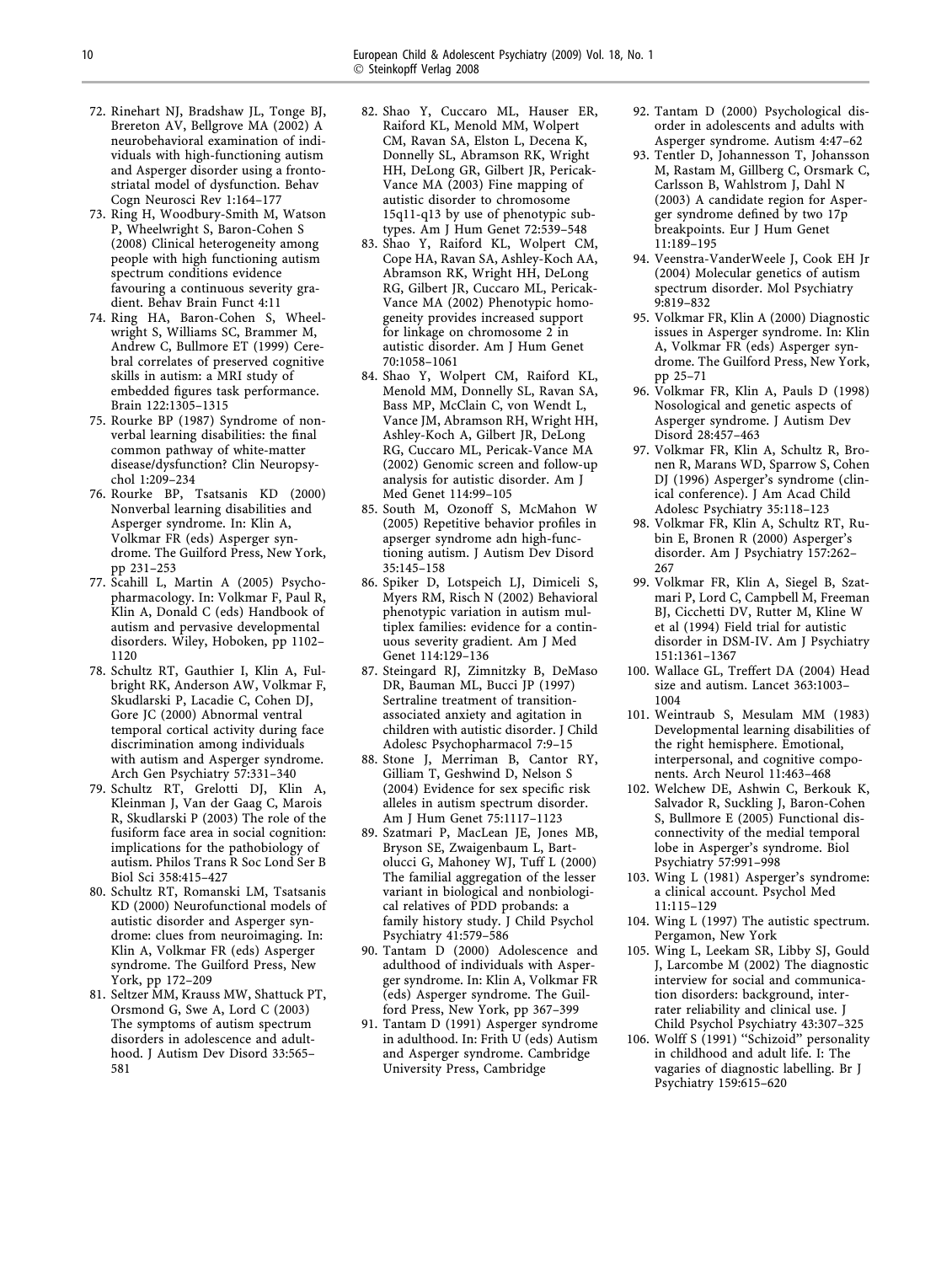72. Rinehart NJ, Bradshaw JL, Tonge BJ, Brereton AV, Bellgrove MA (2002) A neurobehavioral examination of individuals with high-functioning autism and Asperger disorder using a fronto-striatal model of dysfunction. Behav Cogn Neurosci Rev 1:164–177
73. Ring H, Woodbury-Smith M, Watson P, Wheelwright S, Baron-Cohen S (2008) Clinical heterogeneity among people with high functioning autism spectrum conditions evidence favouring a continuous severity gradient. Behav Brain Funct 4:11
74. Ring HA, Baron-Cohen S, Wheelwright S, Williams SC, Brammer M, Andrew C, Bullmore ET (1999) Cerebral correlates of preserved cognitive skills in autism: a MRI study of embedded figures task performance. Brain 122:1305–1315
75. Rourke BP (1987) Syndrome of nonverbal learning disabilities: the final common pathway of white-matter disease/dysfunction? Clin Neuropsychol 1:209–234
76. Rourke BP, Tsatsanis KD (2000) Nonverbal learning disabilities and Asperger syndrome. In: Klin A, Volkmar FR (eds) Asperger syndrome. The Guilford Press, New York, pp 231–253
77. Scahill L, Martin A (2005) Psychopharmacology. In: Volkmar F, Paul R, Klin A, Donald C (eds) Handbook of autism and pervasive developmental disorders. Wiley, Hoboken, pp 1102–1120
78. Schultz RT, Gauthier I, Klin A, Fulbright RK, Anderson AW, Volkmar F, Skudlarski P, Lacadie C, Cohen DJ, Gore JC (2000) Abnormal ventral temporal cortical activity during face discrimination among individuals with autism and Asperger syndrome. Arch Gen Psychiatry 57:331–340
79. Schultz RT, Grelotti DJ, Klin A, Kleinman J, Van der Gaag C, Marois R, Skudlarski P (2003) The role of the fusiform face area in social cognition: implications for the pathobiology of autism. Philos Trans R Soc Lond Ser B Biol Sci 358:415–427
80. Schultz RT, Romanski LM, Tsatsanis KD (2000) Neurofunctional models of autistic disorder and Asperger syndrome: clues from neuroimaging. In: Klin A, Volkmar FR (eds) Asperger syndrome. The Guilford Press, New York, pp 172–209
81. Seltzer MM, Krauss MW, Shattuck PT, Orsmond G, Swe A, Lord C (2003) The symptoms of autism spectrum disorders in adolescence and adulthood. J Autism Dev Disord 33:565–581
82. Shao Y, Cuccaro ML, Hauser ER, Raiford KL, Menold MM, Wolpert CM, Ravan SA, Elston L, Decena K, Donnelly SL, Abramson RK, Wright HH, DeLong GR, Gilbert JR, Pericak-Vance MA (2003) Fine mapping of autistic disorder to chromosome 15q11-q13 by use of phenotypic subtypes. Am J Hum Genet 72:539–548
83. Shao Y, Raiford KL, Wolpert CM, Cope HA, Ravan SA, Ashley-Koch AA, Abramson RK, Wright HH, DeLong RG, Gilbert JR, Cuccaro ML, Pericak-Vance MA (2002) Phenotypic homogeneity provides increased support for linkage on chromosome 2 in autistic disorder. Am J Hum Genet 70:1058–1061
84. Shao Y, Wolpert CM, Raiford KL, Menold MM, Donnelly SL, Ravan SA, Bass MP, McClain C, von Wendt L, Vance JM, Abramson RH, Wright HH, Ashley-Koch A, Gilbert JR, DeLong RG, Cuccaro ML, Pericak-Vance MA (2002) Genomic screen and follow-up analysis for autistic disorder. Am J Med Genet 114:99–105
85. South M, Ozonoff S, McMahon W (2005) Repetitive behavior profiles in apserger syndrome adn high-functioning autism. J Autism Dev Disord 35:145–158
86. Spiker D, Lotspeich LJ, Dimiceli S, Myers RM, Risch N (2002) Behavioral phenotypic variation in autism multiplex families: evidence for a continuous severity gradient. Am J Med Genet 114:129–136
87. Steingard RJ, Zimnitzky B, DeMaso DR, Bauman ML, Bucci JP (1997) Sertraline treatment of transition-associated anxiety and agitation in children with autistic disorder. J Child Adolesc Psychopharmacol 7:9–15
88. Stone J, Merriman B, Cantor RY, Gilliam T, Geshwind D, Nelson S (2004) Evidence for sex specific risk alleles in autism spectrum disorder. Am J Hum Genet 75:1117–1123
89. Szatmari P, MacLean JE, Jones MB, Bryson SE, Zwaigenbaum L, Bartolucci G, Mahoney WJ, Tuff L (2000) The familial aggregation of the lesser variant in biological and nonbiological relatives of PDD probands: a family history study. J Child Psychol Psychiatry 41:579–586
90. Tantam D (2000) Adolescence and adulthood of individuals with Asperger syndrome. In: Klin A, Volkmar FR (eds) Asperger syndrome. The Guilford Press, New York, pp 367–399
91. Tantam D (1991) Asperger syndrome in adulthood. In: Frith U (eds) Autism and Asperger syndrome. Cambridge University Press, Cambridge
92. Tantam D (2000) Psychological disorder in adolescents and adults with Asperger syndrome. Autism 4:47–62
93. Tentler D, Johannesson T, Johansson M, Rastam M, Gillberg C, Orsmark C, Carlsson B, Wahlstrom J, Dahl N (2003) A candidate region for Asperger syndrome defined by two 17p breakpoints. Eur J Hum Genet 11:189–195
94. Veenstra-VanderWeele J, Cook EH Jr (2004) Molecular genetics of autism spectrum disorder. Mol Psychiatry 9:819–832
95. Volkmar FR, Klin A (2000) Diagnostic issues in Asperger syndrome. In: Klin A, Volkmar FR (eds) Asperger syndrome. The Guilford Press, New York, pp 25–71
96. Volkmar FR, Klin A, Pauls D (1998) Nosological and genetic aspects of Asperger syndrome. J Autism Dev Disord 28:457–463
97. Volkmar FR, Klin A, Schultz R, Bronen R, Marans WD, Sparrow S, Cohen DJ (1996) Asperger's syndrome (clinical conference). J Am Acad Child Adolesc Psychiatry 35:118–123
98. Volkmar FR, Klin A, Schultz RT, Rubin E, Bronen R (2000) Asperger's disorder. Am J Psychiatry 157:262–267
99. Volkmar FR, Klin A, Siegel B, Szatmari P, Lord C, Campbell M, Freeman BJ, Cicchetti DV, Rutter M, Kline W et al (1994) Field trial for autistic disorder in DSM-IV. Am J Psychiatry 151:1361–1367
100. Wallace GL, Treffert DA (2004) Head size and autism. Lancet 363:1003–1004
101. Weintraub S, Mesulam MM (1983) Developmental learning disabilities of the right hemisphere. Emotional, interpersonal, and cognitive components. Arch Neurol 11:463–468
102. Welchew DE, Ashwin C, Berkouk K, Salvador R, Suckling J, Baron-Cohen S, Bullmore E (2005) Functional disconnectivity of the medial temporal lobe in Asperger's syndrome. Biol Psychiatry 57:991–998
103. Wing L (1981) Asperger's syndrome: a clinical account. Psychol Med 11:115–129
104. Wing L (1997) The autistic spectrum. Pergamon, New York
105. Wing L, Leekam SR, Libby SJ, Gould J, Larcombe M (2002) The diagnostic interview for social and communication disorders: background, inter-rater reliability and clinical use. J Child Psychol Psychiatry 43:307–325
106. Wolff S (1991) "Schizoid" personality in childhood and adult life. I: The vagaries of diagnostic labelling. Br J Psychiatry 159:615–620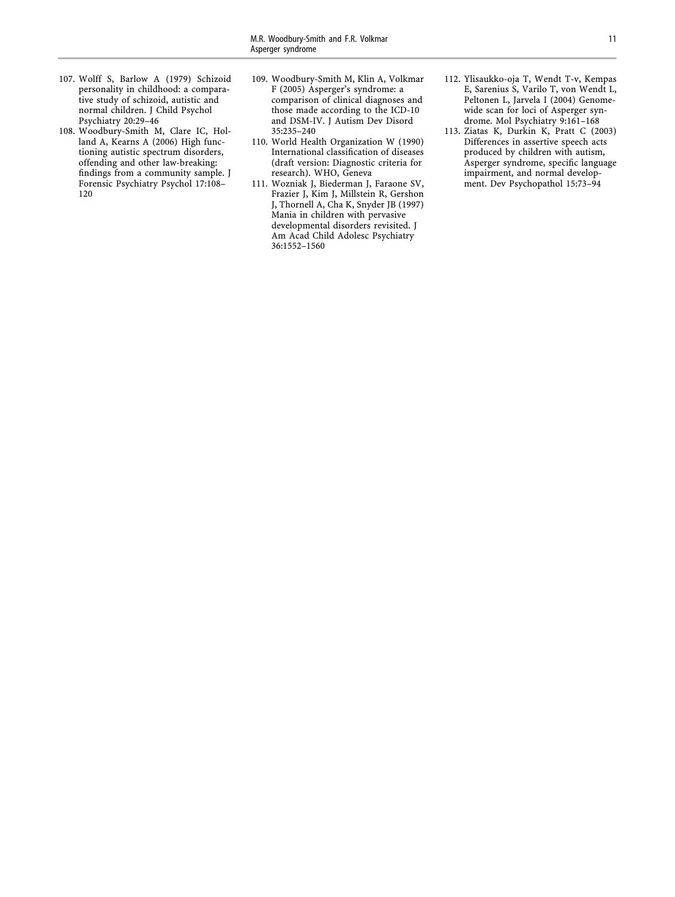107. Wolff S, Barlow A (1979) Schizoid personality in childhood: a comparative study of schizoid, autistic and normal children. J Child Psychol Psychiatry 20:29–46
108. Woodbury-Smith M, Clare IC, Holland A, Kearns A (2006) High functioning autistic spectrum disorders, offending and other law-breaking: findings from a community sample. J Forensic Psychiatry Psychol 17:108–120
109. Woodbury-Smith M, Klin A, Volkmar F (2005) Asperger's syndrome: a comparison of clinical diagnoses and those made according to the ICD-10 and DSM-IV. J Autism Dev Disord 35:235–240
110. World Health Organization W (1990) International classification of diseases (draft version: Diagnostic criteria for research). WHO, Geneva
111. Wozniak J, Biederman J, Faraone SV, Frazier J, Kim J, Millstein R, Gershon J, Thornell A, Cha K, Snyder JB (1997) Mania in children with pervasive developmental disorders revisited. J Am Acad Child Adolesc Psychiatry 36:1552–1560
112. Ylisaukko-oja T, Wendt T-v, Kempas E, Sarenius S, Varilo T, von Wendt L, Peltonen L, Jarvela I (2004) Genome-wide scan for loci of Asperger syndrome. Mol Psychiatry 9:161–168
113. Ziatas K, Durkin K, Pratt C (2003) Differences in assertive speech acts produced by children with autism, Asperger syndrome, specific language impairment, and normal development. Dev Psychopathol 15:73–94